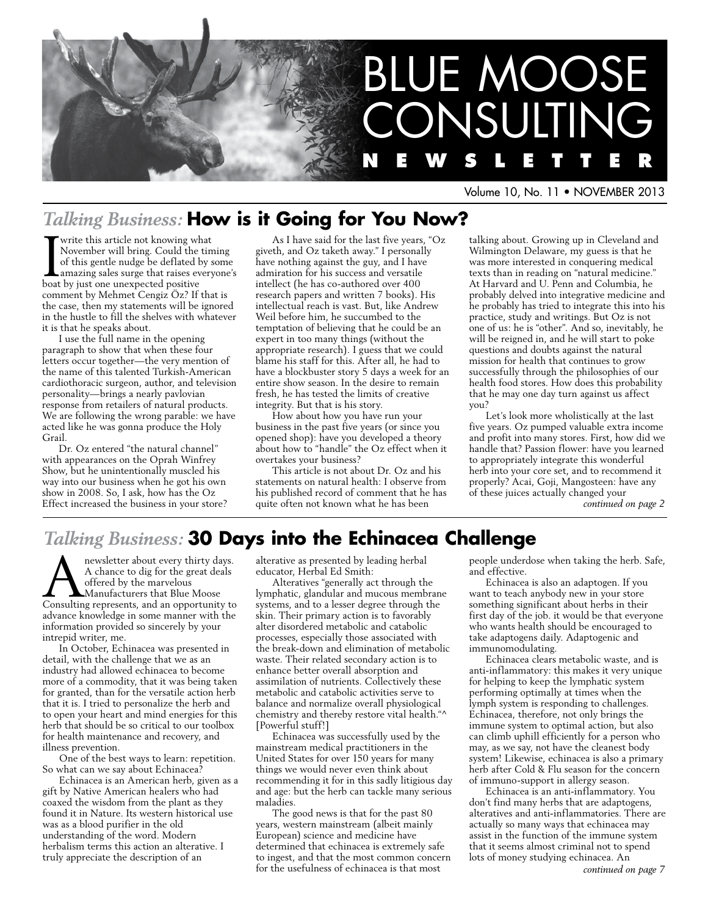# BLUE MOOSE CONSULTING NEWSLETTER

Volume 10, No. 11 • NOVEMBER 2013

## *Talking Business:* How is it Going for You Now?

I write this article not knowing what November will bring. Could the timing of this gentle nudge be deflated by some amazing sales surge that raises everyone's boat by just one unexpected positive comment by Mehmet Cengiz Öz? If that is the case, then my statements will be ignored in the hustle to fill the shelves with whatever it is that he speaks about.

I use the full name in the opening paragraph to show that when these four letters occur together—the very mention of the name of this talented Turkish-American cardiothoracic surgeon, author, and television personality—brings a nearly pavlovian response from retailers of natural products. We are following the wrong parable: we have acted like he was gonna produce the Holy Grail.

Dr. Oz entered "the natural channel" with appearances on the Oprah Winfrey Show, but he unintentionally muscled his way into our business when he got his own show in 2008. So, I ask, how has the Oz Effect increased the business in your store?

As I have said for the last five years, "Oz giveth, and Oz taketh away." I personally have nothing against the guy, and I have admiration for his success and versatile intellect (he has co-authored over 400 research papers and written 7 books). His intellectual reach is vast. But, like Andrew Weil before him, he succumbed to the temptation of believing that he could be an expert in too many things (without the appropriate research). I guess that we could blame his staff for this. After all, he had to have a blockbuster story 5 days a week for an entire show season. In the desire to remain fresh, he has tested the limits of creative integrity. But that is his story.

How about how you have run your business in the past five years (or since you opened shop): have you developed a theory about how to "handle" the Oz effect when it overtakes your business?

This article is not about Dr. Oz and his statements on natural health: I observe from his published record of comment that he has quite often not known what he has been talking about. Growing up in Cleveland and Wilmington Delaware, my guess is that he was more interested in conquering medical texts than in reading on "natural medicine." At Harvard and U. Penn and Columbia, he probably delved into integrative medicine and he probably has tried to integrate this into his practice, study and writings. But Oz is not one of us: he is "other". And so, inevitably, he will be reigned in, and he will start to poke questions and doubts against the natural mission for health that continues to grow successfully through the philosophies of our health food stores. How does this probability that he may one day turn against us affect you?

Let's look more wholistically at the last five years. Oz pumped valuable extra income and profit into many stores. First, how did we handle that? Passion flower: have you learned to appropriately integrate this wonderful herb into your core set, and to recommend it properly? Acai, Goji, Mangosteen: have any of these juices actually changed your

*continued on page 2*

## *Talking Business:* 30 Days into the Echinacea Challenge

A newsletter about every thirty days. A chance to dig for the great deals offered by the marvelous Manufacturers that Blue Moose Consulting represents, and an opportunity to advance knowledge in some manner with the information provided so sincerely by your intrepid writer, me.

In October, Echinacea was presented in detail, with the challenge that we as an industry had allowed echinacea to become more of a commodity, that it was being taken for granted, than for the versatile action herb that it is. I tried to personalize the herb and to open your heart and mind energies for this herb that should be so critical to our toolbox for health maintenance and recovery, and illness prevention.

One of the best ways to learn: repetition. So what can we say about Echinacea?

Echinacea is an American herb, given as a gift by Native American healers who had coaxed the wisdom from the plant as they found it in Nature. Its western historical use was as a blood purifier in the old understanding of the word. Modern herbalism terms this action an alterative. I truly appreciate the description of an alterative as presented by leading herbal educator, Herbal Ed Smith:

Alteratives "generally act through the lymphatic, glandular and mucous membrane systems, and to a lesser degree through the skin. Their primary action is to favorably alter disordered metabolic and catabolic processes, especially those associated with the break-down and elimination of metabolic waste. Their related secondary action is to enhance better overall absorption and assimilation of nutrients. Collectively these metabolic and catabolic activities serve to balance and normalize overall physiological chemistry and thereby restore vital health."^ [Powerful stuff!]

Echinacea was successfully used by the mainstream medical practitioners in the United States for over 150 years for many things we would never even think about recommending it for in this sadly litigious day and age: but the herb can tackle many serious maladies.

The good news is that for the past 80 years, western mainstream (albeit mainly European) science and medicine have determined that echinacea is extremely safe to ingest, and that the most common concern for the usefulness of echinacea is that most people underdose when taking the herb. Safe, and effective.

Echinacea is also an adaptogen. If you want to teach anybody new in your store something significant about herbs in their first day of the job. it would be that everyone who wants health should be encouraged to take adaptogens daily. Adaptogenic and immunomodulating.

Echinacea clears metabolic waste, and is anti-inflammatory: this makes it very unique for helping to keep the lymphatic system performing optimally at times when the lymph system is responding to challenges. Echinacea, therefore, not only brings the immune system to optimal action, but also can climb uphill efficiently for a person who may, as we say, not have the cleanest body system! Likewise, echinacea is also a primary herb after Cold & Flu season for the concern of immuno-support in allergy season.

Echinacea is an anti-inflammatory. You don't find many herbs that are adaptogens, alteratives and anti-inflammatories. There are actually so many ways that echinacea may assist in the function of the immune system that it seems almost criminal not to spend lots of money studying echinacea. An

*continued on page 7*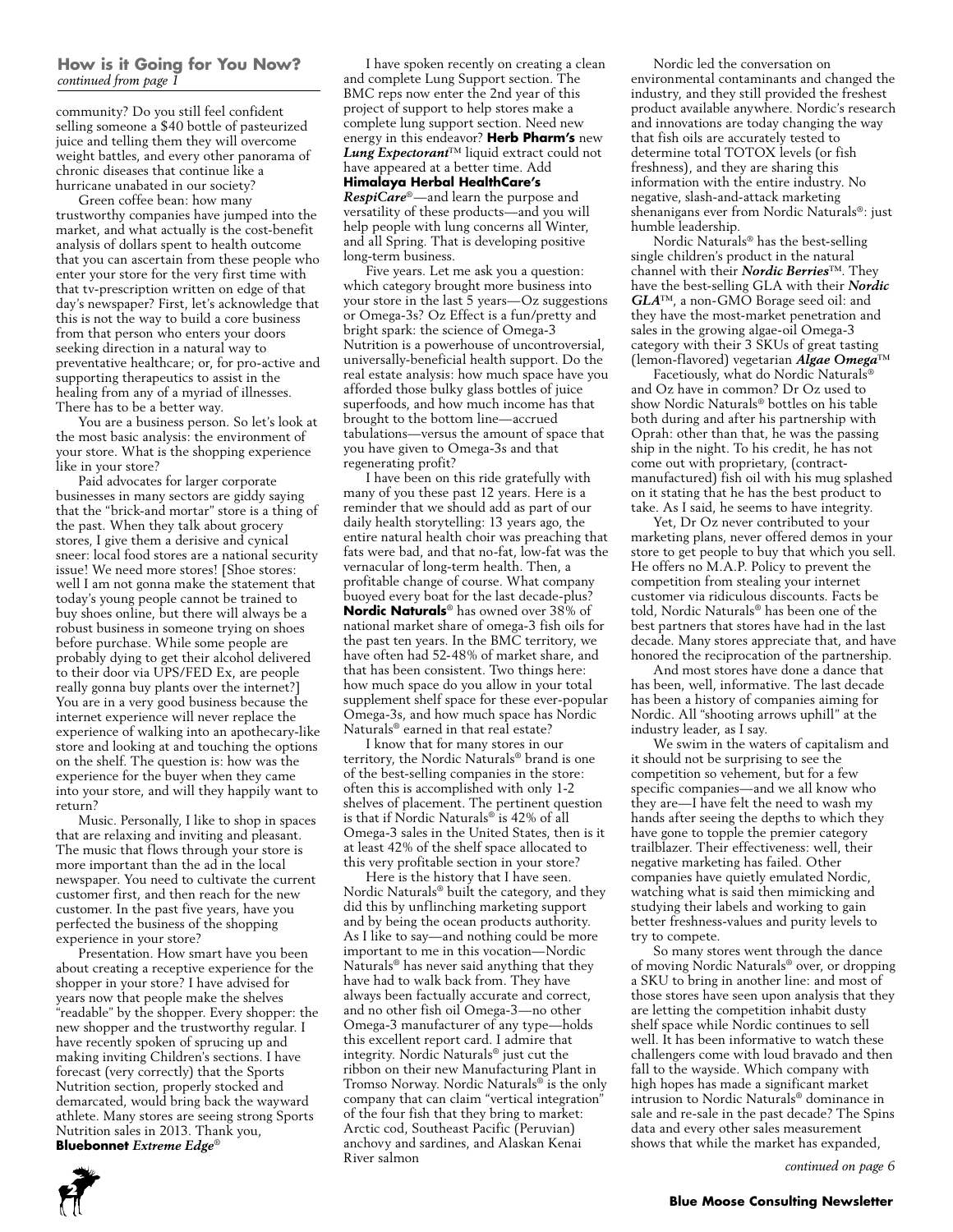### How is it Going for You Now?
*continued from page 1*

community? Do you still feel confident selling someone a $40 bottle of pasteurized juice and telling them they will overcome weight battles, and every other panorama of chronic diseases that continue like a hurricane unabated in our society?

Green coffee bean: how many trustworthy companies have jumped into the market, and what actually is the cost-benefit analysis of dollars spent to health outcome that you can ascertain from these people who enter your store for the very first time with that tv-prescription written on edge of that day's newspaper? First, let's acknowledge that this is not the way to build a core business from that person who enters your doors seeking direction in a natural way to preventative healthcare; or, for pro-active and supporting therapeutics to assist in the healing from any of a myriad of illnesses. There has to be a better way.

You are a business person. So let's look at the most basic analysis: the environment of your store. What is the shopping experience like in your store?

Paid advocates for larger corporate businesses in many sectors are giddy saying that the "brick-and mortar" store is a thing of the past. When they talk about grocery stores, I give them a derisive and cynical sneer: local food stores are a national security issue! We need more stores! [Shoe stores: well I am not gonna make the statement that today's young people cannot be trained to buy shoes online, but there will always be a robust business in someone trying on shoes before purchase. While some people are probably dying to get their alcohol delivered to their door via UPS/FED Ex, are people really gonna buy plants over the internet?] You are in a very good business because the internet experience will never replace the experience of walking into an apothecary-like store and looking at and touching the options on the shelf. The question is: how was the experience for the buyer when they came into your store, and will they happily want to return?

Music. Personally, I like to shop in spaces that are relaxing and inviting and pleasant. The music that flows through your store is more important than the ad in the local newspaper. You need to cultivate the current customer first, and then reach for the new customer. In the past five years, have you perfected the business of the shopping experience in your store?

Presentation. How smart have you been about creating a receptive experience for the shopper in your store? I have advised for years now that people make the shelves "readable" by the shopper. Every shopper: the new shopper and the trustworthy regular. I have recently spoken of sprucing up and making inviting Children's sections. I have forecast (very correctly) that the Sports Nutrition section, properly stocked and demarcated, would bring back the wayward athlete. Many stores are seeing strong Sports Nutrition sales in 2013. Thank you, **Bluebonnet** ***Extreme Edge***®

I have spoken recently on creating a clean and complete Lung Support section. The BMC reps now enter the 2nd year of this project of support to help stores make a complete lung support section. Need new energy in this endeavor? **Herb Pharm's** new ***Lung Expectorant***™ liquid extract could not have appeared at a better time. Add **Himalaya Herbal HealthCare's** ***RespiCare***®—and learn the purpose and versatility of these products—and you will help people with lung concerns all Winter, and all Spring. That is developing positive long-term business.

Five years. Let me ask you a question: which category brought more business into your store in the last 5 years—Oz suggestions or Omega-3s? Oz Effect is a fun/pretty and bright spark: the science of Omega-3 Nutrition is a powerhouse of uncontroversial, universally-beneficial health support. Do the real estate analysis: how much space have you afforded those bulky glass bottles of juice superfoods, and how much income has that brought to the bottom line—accrued tabulations—versus the amount of space that you have given to Omega-3s and that regenerating profit?

I have been on this ride gratefully with many of you these past 12 years. Here is a reminder that we should add as part of our daily health storytelling: 13 years ago, the entire natural health choir was preaching that fats were bad, and that no-fat, low-fat was the vernacular of long-term health. Then, a profitable change of course. What company buoyed every boat for the last decade-plus? **Nordic Naturals**® has owned over 38% of national market share of omega-3 fish oils for the past ten years. In the BMC territory, we have often had 52-48% of market share, and that has been consistent. Two things here: how much space do you allow in your total supplement shelf space for these ever-popular Omega-3s, and how much space has Nordic Naturals® earned in that real estate?

I know that for many stores in our territory, the Nordic Naturals® brand is one of the best-selling companies in the store: often this is accomplished with only 1-2 shelves of placement. The pertinent question is that if Nordic Naturals® is 42% of all Omega-3 sales in the United States, then is it at least 42% of the shelf space allocated to this very profitable section in your store?

Here is the history that I have seen. Nordic Naturals® built the category, and they did this by unflinching marketing support and by being the ocean products authority. As I like to say—and nothing could be more important to me in this vocation—Nordic Naturals® has never said anything that they have had to walk back from. They have always been factually accurate and correct, and no other fish oil Omega-3—no other Omega-3 manufacturer of any type—holds this excellent report card. I admire that integrity. Nordic Naturals® just cut the ribbon on their new Manufacturing Plant in Tromso Norway. Nordic Naturals® is the only company that can claim "vertical integration" of the four fish that they bring to market: Arctic cod, Southeast Pacific (Peruvian) anchovy and sardines, and Alaskan Kenai River salmon

Nordic led the conversation on environmental contaminants and changed the industry, and they still provided the freshest product available anywhere. Nordic's research and innovations are today changing the way that fish oils are accurately tested to determine total TOTOX levels (or fish freshness), and they are sharing this information with the entire industry. No negative, slash-and-attack marketing shenanigans ever from Nordic Naturals®: just humble leadership.

Nordic Naturals® has the best-selling single children's product in the natural channel with their ***Nordic Berries***™. They have the best-selling GLA with their ***Nordic GLA***™, a non-GMO Borage seed oil: and they have the most-market penetration and sales in the growing algae-oil Omega-3 category with their 3 SKUs of great tasting (lemon-flavored) vegetarian ***Algae Omega***™

Facetiously, what do Nordic Naturals® and Oz have in common? Dr Oz used to show Nordic Naturals® bottles on his table both during and after his partnership with Oprah: other than that, he was the passing ship in the night. To his credit, he has not come out with proprietary, (contract-manufactured) fish oil with his mug splashed on it stating that he has the best product to take. As I said, he seems to have integrity.

Yet, Dr Oz never contributed to your marketing plans, never offered demos in your store to get people to buy that which you sell. He offers no M.A.P. Policy to prevent the competition from stealing your internet customer via ridiculous discounts. Facts be told, Nordic Naturals® has been one of the best partners that stores have had in the last decade. Many stores appreciate that, and have honored the reciprocation of the partnership.

And most stores have done a dance that has been, well, informative. The last decade has been a history of companies aiming for Nordic. All "shooting arrows uphill" at the industry leader, as I say.

We swim in the waters of capitalism and it should not be surprising to see the competition so vehement, but for a few specific companies—and we all know who they are—I have felt the need to wash my hands after seeing the depths to which they have gone to topple the premier category trailblazer. Their effectiveness: well, their negative marketing has failed. Other companies have quietly emulated Nordic, watching what is said then mimicking and studying their labels and working to gain better freshness-values and purity levels to try to compete.

So many stores went through the dance of moving Nordic Naturals® over, or dropping a SKU to bring in another line: and most of those stores have seen upon analysis that they are letting the competition inhabit dusty shelf space while Nordic continues to sell well. It has been informative to watch these challengers come with loud bravado and then fall to the wayside. Which company with high hopes has made a significant market intrusion to Nordic Naturals® dominance in sale and re-sale in the past decade? The Spins data and every other sales measurement shows that while the market has expanded,

*continued on page 6*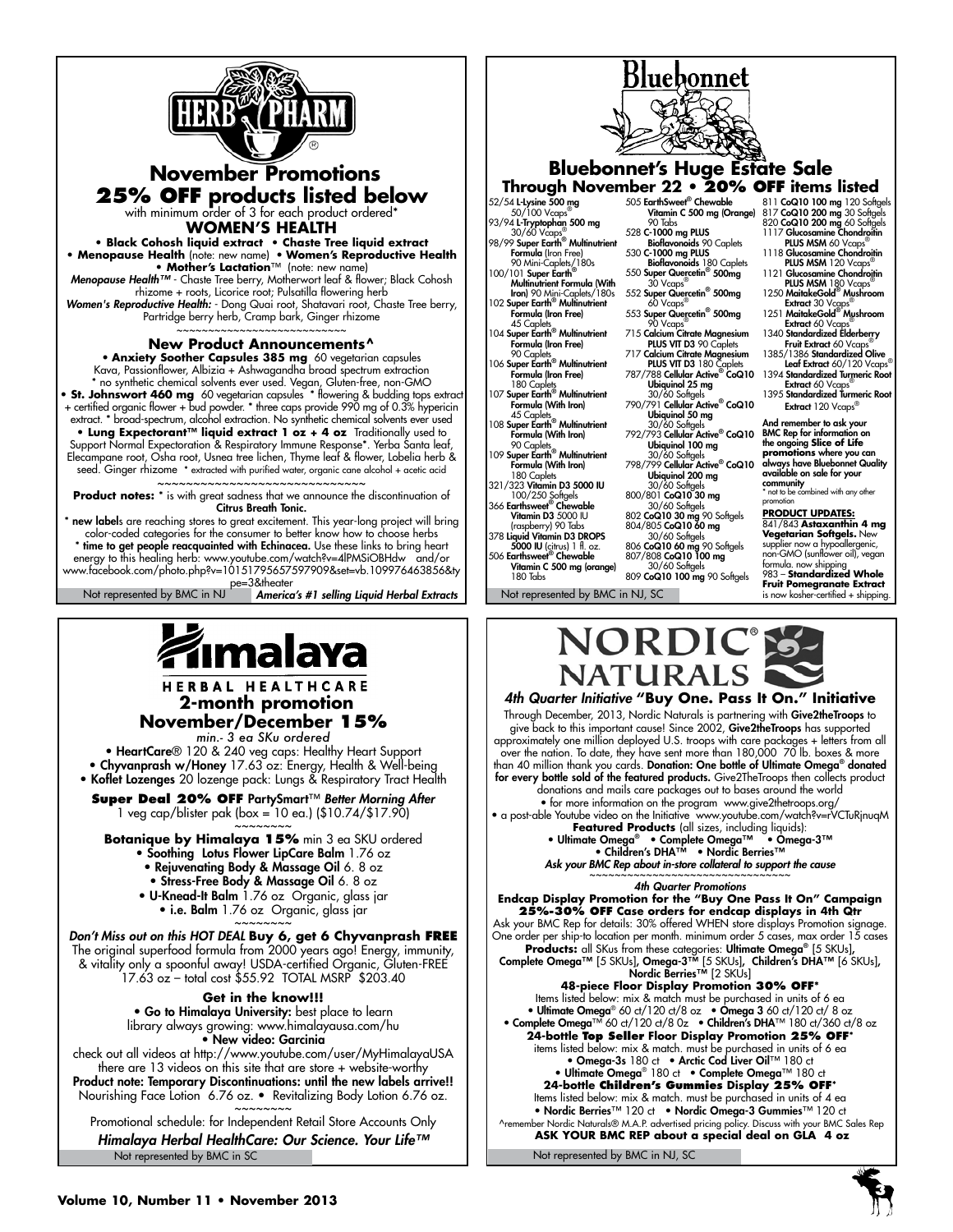# HERB PHARM

## November Promotions

## 25% OFF products listed below

with minimum order of 3 for each product ordered*

### WOMEN'S HEALTH

• **Black Cohosh liquid extract** • **Chaste Tree liquid extract**
• **Menopause Health** (note: new name) • **Women's Reproductive Health**
• **Mother's Lactation**™ (note: new name)

*Menopause Health™* - Chaste Tree berry, Motherwort leaf & flower; Black Cohosh rhizome + roots, Licorice root; Pulsatilla flowering herb

*Women's Reproductive Health:* - Dong Quai root, Shatavari root, Chaste Tree berry, Partridge berry herb, Cramp bark, Ginger rhizome

~~~~~~~~~~~~~~~~~~~~~~~~~~~

### New Product Announcements^

• **Anxiety Soother Capsules 385 mg** 60 vegetarian capsules
Kava, Passionflower, Albizia + Ashwagandha broad spectrum extraction
* no synthetic chemical solvents ever used. Vegan, Gluten-free, non-GMO

• **St. Johnswort 460 mg** 60 vegetarian capsules * flowering & budding tops extract + certified organic flower + bud powder. * three caps provide 990 mg of 0.3% hypericin extract. * broad-spectrum, alcohol extraction. No synthetic chemical solvents ever used

• **Lung Expectorant™ liquid extract 1 oz + 4 oz** Traditionally used to Support Normal Expectoration & Respiratory Immune Response*. Yerba Santa leaf, Elecampane root, Osha root, Usnea tree lichen, Thyme leaf & flower, Lobelia herb & seed. Ginger rhizome * extracted with purified water, organic cane alcohol + acetic acid

~~~~~~~~~~~~~~~~~~~~~~~~~~~

**Product notes:** * is with great sadness that we announce the discontinuation of **Citrus Breath Tonic.**

* **new label**s are reaching stores to great excitement. This year-long project will bring color-coded categories for the consumer to better know how to choose herbs

* **time to get people reacquainted with Echinacea.** Use these links to bring heart energy to this healing herb: www.youtube.com/watch?v=4lPMSiOBHdw and/or www.facebook.com/photo.php?v=10151795657597909&set=vb.109976463856&type=3&theater

Not represented by BMC in NJ *America's #1 selling Liquid Herbal Extracts*

---

# Bluebonnet

## Bluebonnet's Huge Estate Sale

### Through November 22 • 20% OFF items listed

- 52/54 **L-Lysine 500 mg** 50/100 Vcaps®
- 93/94 **L-Tryptophan 500 mg** 30/60 Vcaps®
- 98/99 **Super Earth® Multinutrient Formula** (Iron Free) 90 Mini-Caplets/180s
- 100/101 **Super Earth® Multinutrient Formula (With Iron)** 90 Mini-Caplets/180s
- 102 **Super Earth® Multinutrient Formula (Iron Free)** 45 Caplets
- 104 **Super Earth® Multinutrient Formula (Iron Free)** 90 Caplets
- 106 **Super Earth® Multinutrient Formula (Iron Free)** 180 Caplets
- 107 **Super Earth® Multinutrient Formula (With Iron)** 45 Caplets
- 108 **Super Earth® Multinutrient Formula (With Iron)** 90 Caplets
- 109 **Super Earth® Multinutrient Formula (With Iron)** 180 Caplets
- 321/323 **Vitamin D3 5000 IU** 100/250 Softgels
- 366 **Earthsweet® Chewable Vitamin D3** 5000 IU (raspberry) 90 Tabs
- 378 **Liquid Vitamin D3 DROPS 5000 IU** (citrus) 1 fl. oz.
- 506 **Earthsweet® Chewable Vitamin C 500 mg (orange)** 180 Tabs
- 505 **EarthSweet® Chewable Vitamin C 500 mg (Orange)** 90 Tabs
- 528 **C-1000 mg PLUS Bioflavonoids** 90 Caplets
- 530 **C-1000 mg PLUS Bioflavonoids** 180 Caplets
- 550 **Super Quercetin® 500mg** 30 Vcaps®
- 552 **Super Quercetin® 500mg** 60 Vcaps®
- 553 **Super Quercetin® 500mg** 90 Vcaps®
- 715 **Calcium Citrate Magnesium PLUS VIT D3** 90 Caplets
- 717 **Calcium Citrate Magnesium PLUS VIT D3** 180 Caplets
- 787/788 **Cellular Active® CoQ10 Ubiquinol 25 mg** 30/60 Softgels
- 790/791 **Cellular Active® CoQ10 Ubiquinol 50 mg** 30/60 Softgels
- 792/793 **Cellular Active® CoQ10 Ubiquinol 100 mg** 30/60 Softgels
- 798/799 **Cellular Active® CoQ10 Ubiquinol 200 mg** 30/60 Softgels
- 800/801 **CoQ10 30 mg** 30/60 Softgels
- 802 **CoQ10 30 mg** 90 Softgels
- 804/805 **CoQ10 60 mg** 30/60 Softgels
- 806 **CoQ10 60 mg** 90 Softgels
- 807/808 **CoQ10 100 mg** 30/60 Softgels
- 809 **CoQ10 100 mg** 90 Softgels
- 811 **CoQ10 100 mg** 120 Softgels
- 817 **CoQ10 200 mg** 30 Softgels
- 820 **CoQ10 200 mg** 60 Softgels
- 1117 **Glucosamine Chondroitin PLUS MSM** 60 Vcaps®
- 1118 **Glucosamine Chondroitin PLUS MSM** 120 Vcaps®
- 1121 **Glucosamine Chondroitin PLUS MSM** 180 Vcaps®
- 1250 **MaitakeGold® Mushroom Extract** 30 Vcaps®
- 1251 **MaitakeGold® Mushroom Extract** 60 Vcaps®
- 1340 **Standardized Elderberry Fruit Extract** 60 Vcaps®
- 1385/1386 **Standardized Olive Leaf Extract** 60/120 Vcaps®
- 1394 **Standardized Turmeric Root Extract** 60 Vcaps®
- 1395 **Standardized Turmeric Root Extract** 120 Vcaps®

**And remember to ask your BMC Rep for information on the ongoing Slice of Life promotions where you can always have Bluebonnet Quality available on sale for your community**
* not to be combined with any other promotion

**PRODUCT UPDATES:**
841/843 **Astaxanthin 4 mg Vegetarian Softgels.** New supplier now a hypoallergenic, non-GMO (sunflower oil), vegan formula. now shipping
983 – **Standardized Whole Fruit Pomegranate Extract** is now kosher-certified + shipping.

Not represented by BMC in NJ, SC

---

# Himalaya HERBAL HEALTHCARE

## 2-month promotion November/December 15%

*min.- 3 ea SKu ordered*

- **HeartCare**® 120 & 240 veg caps: Healthy Heart Support
- **Chyvanprash w/Honey** 17.63 oz: Energy, Health & Well-being
- **Koflet Lozenges** 20 lozenge pack: Lungs & Respiratory Tract Health

**Super Deal 20% OFF** PartySmart™ *Better Morning After*
1 veg cap/blister pak (box = 10 ea.) ($10.74/$17.90)

~~~~~~~~

**Botanique by Himalaya 15%** min 3 ea SKU ordered

- **Soothing Lotus Flower LipCare Balm** 1.76 oz
- **Rejuvenating Body & Massage Oil** 6. 8 oz
- **Stress-Free Body & Massage Oil** 6. 8 oz
- **U-Knead-It Balm** 1.76 oz Organic, glass jar
- **i.e. Balm** 1.76 oz Organic, glass jar

~~~~~~~~

***Don't Miss out on this HOT DEAL* Buy 6, get 6 Chyvanprash FREE**
The original superfood formula from 2000 years ago! Energy, immunity, & vitality only a spoonful away! USDA-certified Organic, Gluten-FREE 17.63 oz – total cost $55.92 TOTAL MSRP $203.40

**Get in the know!!!**

• **Go to Himalaya University:** best place to learn library always growing: www.himalayausa.com/hu
• **New video: Garcinia**
check out all videos at http://www.youtube.com/user/MyHimalayaUSA there are 13 videos on this site that are store + website-worthy

**Product note: Temporary Discontinuations: until the new labels arrive!!**
Nourishing Face Lotion 6.76 oz. • Revitalizing Body Lotion 6.76 oz.

~~~~~~~~

Promotional schedule: for Independent Retail Store Accounts Only

*Himalaya Herbal HealthCare: Our Science. Your Life™*

Not represented by BMC in SC

---

# NORDIC® NATURALS

### *4th Quarter Initiative* "Buy One. Pass It On." Initiative

Through December, 2013, Nordic Naturals is partnering with **Give2theTroops** to give back to this important cause! Since 2002, **Give2theTroops** has supported approximately one million deployed U.S. troops with care packages + letters from all over the nation. To date, they have sent more than 180,000 70 lb. boxes & more than 40 million thank you cards. **Donation: One bottle of Ultimate Omega® donated for every bottle sold of the featured products.** Give2TheTroops then collects product donations and mails care packages out to bases around the world

• for more information on the program www.give2thetroops.org/
• a post-able Youtube video on the Initiative www.youtube.com/watch?v=rVCTuRjnuqM

**Featured Products** (all sizes, including liquids):
• **Ultimate Omega**® • **Complete Omega**™ • **Omega-3**™
• **Children's DHA**™ • **Nordic Berries**™

*Ask your BMC Rep about in-store collateral to support the cause*

~~~~~~~~~~~~~~~~~~~~~~~~~~~~~~~

*4th Quarter Promotions*

**Endcap Display Promotion for the "Buy One Pass It On" Campaign**
**25%-30% OFF Case orders for endcap displays in 4th Qtr**
Ask your BMC Rep for details: 30% offered WHEN store displays Promotion signage. One order per ship-to location per month. minimum order 5 cases, max order 15 cases
**Products:** all SKUs from these categories: **Ultimate Omega**® [5 SKUs], **Complete Omega**™ [5 SKUs], **Omega-3**™ [5 SKUs], **Children's DHA**™ [6 SKUs], **Nordic Berries**™ [2 SKUs]

**48-piece Floor Display Promotion 30% OFF***
Items listed below: mix & match must be purchased in units of 6 ea
• **Ultimate Omega**® 60 ct/120 ct/8 oz • **Omega 3** 60 ct/120 ct/ 8 oz
• **Complete Omega**™ 60 ct/120 ct/8 0z • **Children's DHA**™ 180 ct/360 ct/8 oz

**24-bottle Top Seller Floor Display Promotion 25% OFF***
items listed below: mix & match. must be purchased in units of 6 ea
• **Omega-3s** 180 ct • **Arctic Cod Liver Oil**™ 180 ct
• **Ultimate Omega**® 180 ct • **Complete Omega**™ 180 ct

**24-bottle Children's Gummies Display 25% OFF***
Items listed below: mix & match. must be purchased in units of 4 ea
• **Nordic Berries**™ 120 ct • **Nordic Omega-3 Gummies**™ 120 ct

^remember Nordic Naturals® M.A.P. advertised pricing policy. Discuss with your BMC Sales Rep

**ASK YOUR BMC REP about a special deal on GLA 4 oz**

Not represented by BMC in NJ, SC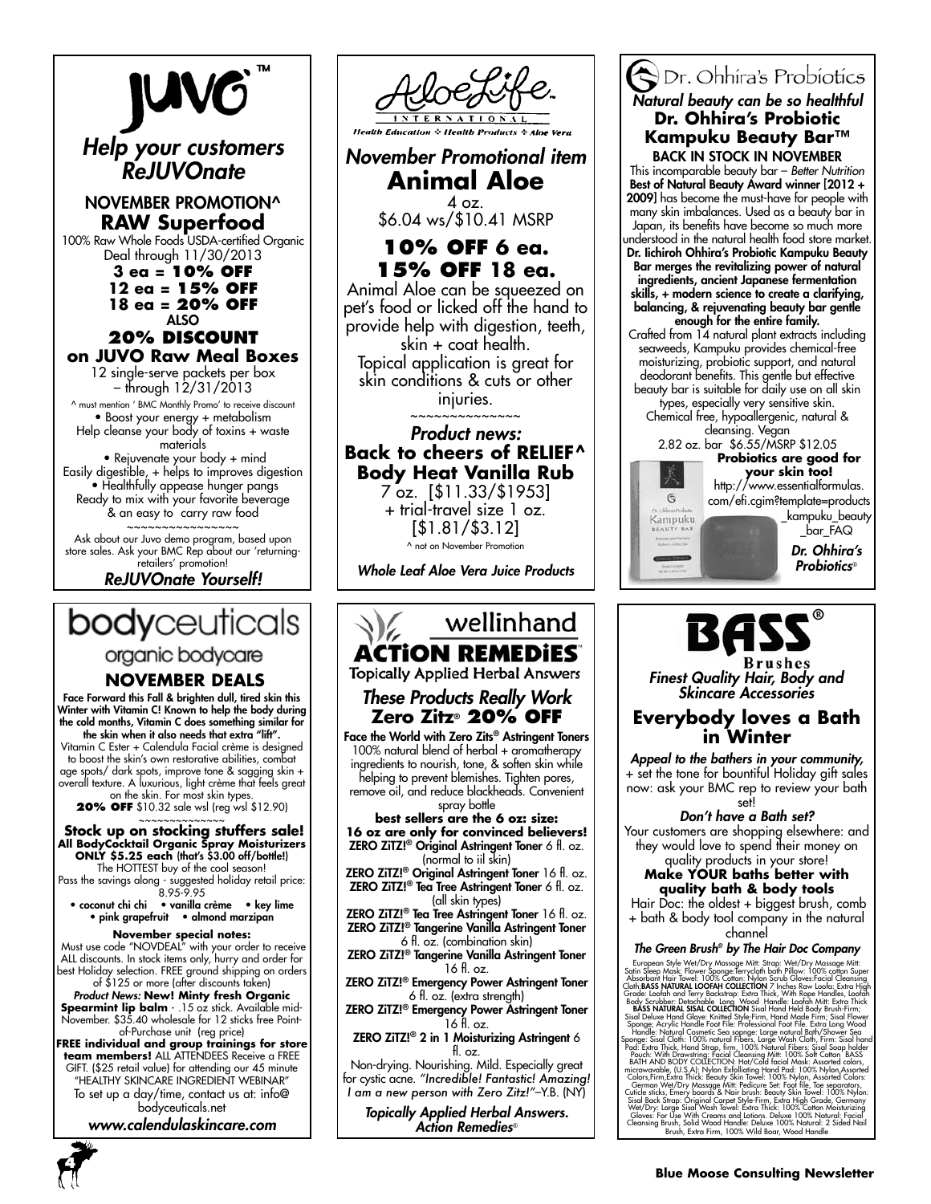# JUVO™

*Help your customers ReJUVOnate*

**NOVEMBER PROMOTION^**

## RAW Superfood

100% Raw Whole Foods USDA-certified Organic
Deal through 11/30/2013

**3 ea = 10% OFF**
**12 ea = 15% OFF**
**18 ea = 20% OFF**

ALSO

**20% DISCOUNT on JUVO Raw Meal Boxes**

12 single-serve packets per box – through 12/31/2013

^ must mention ' BMC Monthly Promo' to receive discount

• Boost your energy + metabolism
Help cleanse your body of toxins + waste materials
• Rejuvenate your body + mind
Easily digestible, + helps to improves digestion
• Healthfully appease hunger pangs
Ready to mix with your favorite beverage & an easy to carry raw food

~~~~~~~~~~~~~~~~

Ask about our Juvo demo program, based upon store sales. Ask your BMC Rep about our 'returning-retailers' promotion!

*ReJUVOnate Yourself!*

---

# AloeLife International

Health Education ✧ Health Products ✧ Aloe Vera

*November Promotional item*

## Animal Aloe

4 oz.
$6.04 ws/$10.41 MSRP

**10% OFF 6 ea.**
**15% OFF 18 ea.**

Animal Aloe can be squeezed on pet's food or licked off the hand to provide help with digestion, teeth, skin + coat health.
Topical application is great for skin conditions & cuts or other injuries.

~~~~~~~~~~~~~~

*Product news:*

**Back to cheers of RELIEF^ Body Heat Vanilla Rub**

7 oz. [$11.33/$1953]
+ trial-travel size 1 oz.
[$1.81/$3.12]

^ not on November Promotion

*Whole Leaf Aloe Vera Juice Products*

---

# Dr. Ohhira's Probiotics

*Natural beauty can be so healthful*

**Dr. Ohhira's Probiotic Kampuku Beauty Bar™**

BACK IN STOCK IN NOVEMBER

This incomparable beauty bar – *Better Nutrition* **Best of Natural Beauty Award winner [2012 + 2009]** has become the must-have for people with many skin imbalances. Used as a beauty bar in Japan, its benefits have become so much more understood in the natural health food store market. **Dr. Iichiroh Ohhira's Probiotic Kampuku Beauty Bar merges the revitalizing power of natural ingredients, ancient Japanese fermentation skills, + modern science to create a clarifying, balancing, & rejuvenating beauty bar gentle enough for the entire family.**

Crafted from 14 natural plant extracts including seaweeds, Kampuku provides chemical-free moisturizing, probiotic support, and natural deodorant benefits. This gentle but effective beauty bar is suitable for daily use on all skin types, especially very sensitive skin.
Chemical free, hypoallergenic, natural & cleansing. Vegan

2.82 oz. bar $6.55/MSRP $12.05

**Probiotics are good for your skin too!**

http://www.essentialformulas.com/efi.cgim?template=products_kampuku_beauty_bar_FAQ

*Dr. Ohhira's Probiotics®*

---

# bodyceuticals

organic bodycare

## NOVEMBER DEALS

**Face Forward this Fall & brighten dull, tired skin this Winter with Vitamin C! Known to help the body during the cold months, Vitamin C does something similar for the skin when it also needs that extra "lift".**

Vitamin C Ester + Calendula Facial crème is designed to boost the skin's own restorative abilities, combat age spots/ dark spots, improve tone & sagging skin + overall texture. A luxurious, light crème that feels great on the skin. For most skin types.

**20% OFF** $10.32 sale wsl (reg wsl $12.90)

~~~~~~~~~~~~~~

**Stock up on stocking stuffers sale!**
**All BodyCocktail Organic Spray Moisturizers ONLY $5.25 each** (that's $3.00 off/bottle!)
The HOTTEST buy of the cool season!
Pass the savings along - suggested holiday retail price: 8.95-9.95

• coconut chi chi • vanilla crème • key lime
• pink grapefruit • almond marzipan

**November special notes:**
Must use code "NOVDEAL" with your order to receive ALL discounts. In stock items only, hurry and order for best Holiday selection. FREE ground shipping on orders of $125 or more (after discounts taken)

*Product News:* **New! Minty fresh Organic Spearmint lip balm** - .15 oz stick. Available mid-November. $35.40 wholesale for 12 sticks free Point-of-Purchase unit (reg price)

**FREE individual and group trainings for store team members!** ALL ATTENDEES Receive a FREE GIFT. ($25 retail value) for attending our 45 minute "HEALTHY SKINCARE INGREDIENT WEBINAR"
To set up a day/time, contact us at: info@bodyceuticals.net

*www.calendulaskincare.com*

---

# wellinhand ACTiON REMEDiES™

Topically Applied Herbal Answers

*These Products Really Work*

## Zero Zitz® 20% OFF

**Face the World with Zero Zits® Astringent Toners**
100% natural blend of herbal + aromatherapy ingredients to nourish, tone, & soften skin while helping to prevent blemishes. Tighten pores, remove oil, and reduce blackheads. Convenient spray bottle

**best sellers are the 6 oz: size:**
**16 oz are only for convinced believers!**

**ZERO ZiTZ!® Original Astringent Toner** 6 fl. oz. (normal to iil skin)
**ZERO ZiTZ!® Original Astringent Toner** 16 fl. oz.
**ZERO ZiTZ!® Tea Tree Astringent Toner** 6 fl. oz. (all skin types)
**ZERO ZiTZ!® Tea Tree Astringent Toner** 16 fl. oz.
**ZERO ZiTZ!® Tangerine Vanilla Astringent Toner** 6 fl. oz. (combination skin)
**ZERO ZiTZ!® Tangerine Vanilla Astringent Toner** 16 fl. oz.
**ZERO ZiTZ!® Emergency Power Astringent Toner** 6 fl. oz. (extra strength)
**ZERO ZiTZ!® Emergency Power Astringent Toner** 16 fl. oz.
**ZERO ZiTZ!® 2 in 1 Moisturizing Astringent** 6 fl. oz.

Non-drying. Nourishing. Mild. Especially great for cystic acne. *"Incredible! Fantastic! Amazing! I am a new person with Zero Zitz!"*–Y.B. (NY)

*Topically Applied Herbal Answers. Action Remedies®*

---

# BASS® Brushes

*Finest Quality Hair, Body and Skincare Accessories*

## Everybody loves a Bath in Winter

*Appeal to the bathers in your community,* + set the tone for bountiful Holiday gift sales now: ask your BMC rep to review your bath set!

*Don't have a Bath set?*

Your customers are shopping elsewhere: and they would love to spend their money on quality products in your store!

**Make YOUR baths better with quality bath & body tools**

Hair Doc: the oldest + biggest brush, comb + bath & body tool company in the natural channel

***The Green Brush® by The Hair Doc Company***

European Style Wet/Dry Massage Mitt: Strap: Wet/Dry Massage Mitt: Satin Sleep Mask: Flower Sponge:Terrycloth bath Pillow: 100% cotton Super Absorbant Hair Towel: 100% Cotton: Nylon Scrub Gloves:Facial Cleansing Cloth;**BASS NATURAL LOOFAH COLLECTION** 7 Inches Raw Loofa: Extra High Grade: Loofah and Terry Backstrap: Extra Thick, With Rope Handles, Loofah Body Scrubber: Detachable Long Wood Handle: Loofah Mitt: Extra Thick **BASS NATURAL SISAL COLLECTION** Sisal Hand Held Body Brush-Firm; Sisal Deluxe Hand Glove: Knitted Style-Firm, Hand Made Firm; Sisal Flower Sponge; Acrylic Handle Foot File: Professional Foot File. Extra Long Wood Handle: Natural Cosmetic Sea sopnge: Large natural Bath/Shower Sea Sponge: Sisal Cloth: 100% natural Fibers, Large Wash Cloth, Firm: Sisal hand Pad: Extra Thick, Hand Strap, firm, 100% Natural Fibers: Sisal Soap holder Pouch: With Drawstring: Facial Cleansing Mitt: 100% Soft Cotton BASS BATH AND BODY COLLECTION: Hot/Cold facial Mask: Assorted colors, microwavable, (U.S.A); Nylon Exfoliating Hand Pad: 100% Nylon,Assorted Colors,Firm,Extra Thick: Beauty Skin Towel: 100% Nylon, Assorted Colors: German Wet/Dry Massage Mitt: Pedicure Set: Foot file, Toe separators, Cuticle sticks, Emery boards & Nair brush: Beauty Skin Towel: 100% Nylon: Sisal Back Strap: Original Carpet Style-Firm, Extra High Grade, Germany Wet/Dry: Large Sisal Wash Towel: Extra Thick: 100%Cotton Moisturizing Gloves: For Use With Creams and Lotions. Deluxe 100% Natural: Facial Cleansing Brush, Solid Wood Handle: Deluxe 100% Natural: 2 Sided Nail Brush, Extra Firm, 100% Wild Boar, Wood Handle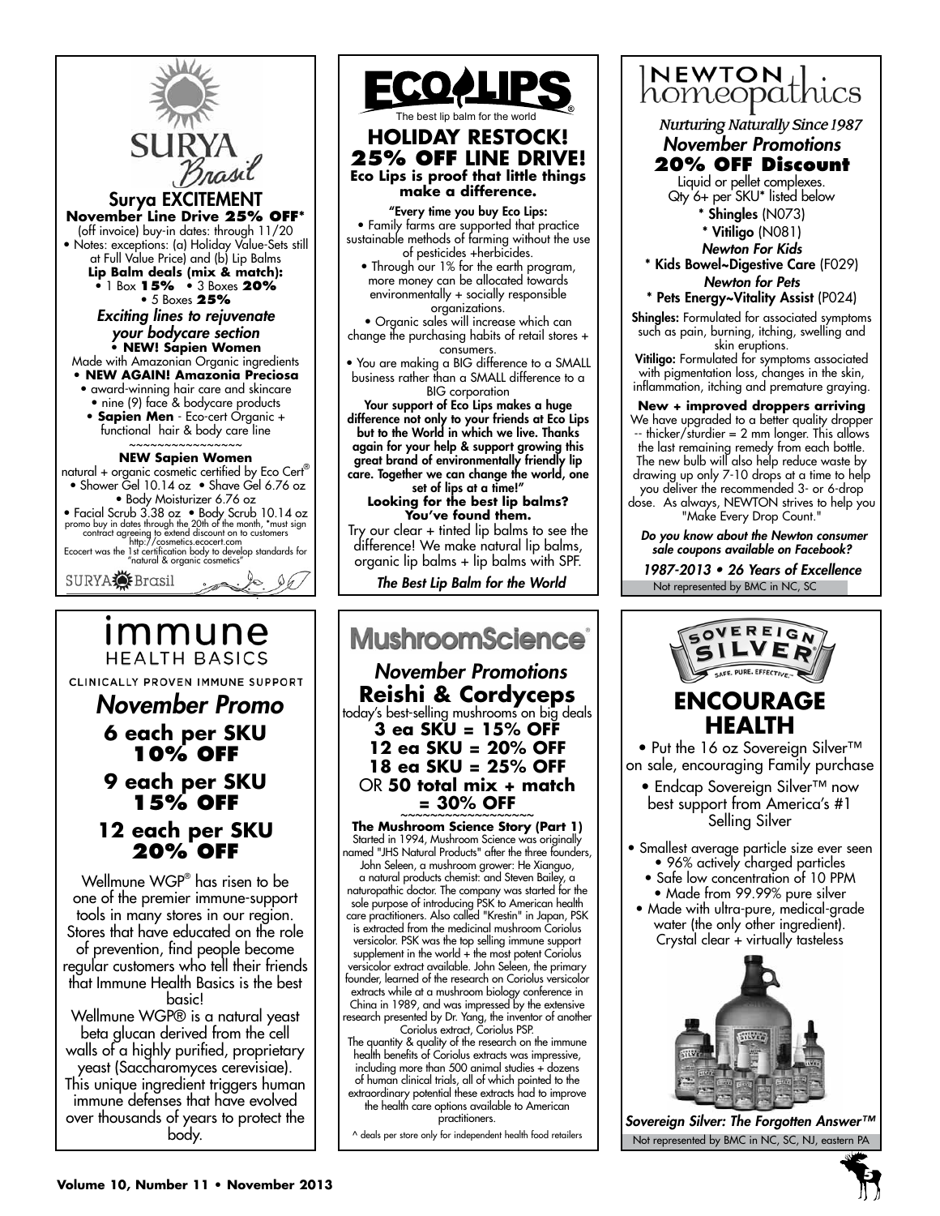# Surya Brasil

## Surya EXCITEMENT

**November Line Drive 25% OFF***

(off invoice) buy-in dates: through 11/20

- Notes: exceptions: (a) Holiday Value-Sets still at Full Value Price) and (b) Lip Balms

**Lip Balm deals (mix & match):**

- 1 Box **15%**
- 3 Boxes **20%**
- 5 Boxes **25%**

***Exciting lines to rejuvenate your bodycare section***

- **NEW! Sapien Women** Made with Amazonian Organic ingredients
- **NEW AGAIN! Amazonia Preciosa**
  - award-winning hair care and skincare
  - nine (9) face & bodycare products
- **Sapien Men** - Eco-cert Organic + functional hair & body care line

~~~~~~~~~~~~~~~~

**NEW Sapien Women**

natural + organic cosmetic certified by Eco Cert®

- Shower Gel 10.14 oz
- Shave Gel 6.76 oz
- Body Moisturizer 6.76 oz
- Facial Scrub 3.38 oz
- Body Scrub 10.14 oz

promo buy in dates through the 20th of the month, *must sign contract agreeing to extend discount on to customers http://cosmetics.ecocert.com

Ecocert was the 1st certification body to develop standards for "natural & organic cosmetics"

SURYA Brasil

---

# ECO LIPS

The best lip balm for the world

## HOLIDAY RESTOCK! 25% OFF LINE DRIVE!

**Eco Lips is proof that little things make a difference.**

**"Every time you buy Eco Lips:**

- Family farms are supported that practice sustainable methods of farming without the use of pesticides +herbicides.
- Through our 1% for the earth program, more money can be allocated towards environmentally + socially responsible organizations.
- Organic sales will increase which can change the purchasing habits of retail stores + consumers.
- You are making a BIG difference to a SMALL business rather than a SMALL difference to a BIG corporation

**Your support of Eco Lips makes a huge difference not only to your friends at Eco Lips but to the World in which we live. Thanks again for your help & support growing this great brand of environmentally friendly lip care. Together we can change the world, one set of lips at a time!"**

**Looking for the best lip balms? You've found them.**

Try our clear + tinted lip balms to see the difference! We make natural lip balms, organic lip balms + lip balms with SPF.

*The Best Lip Balm for the World*

---

# Newton homeopathics

*Nurturing Naturally Since 1987*

## *November Promotions*

## 20% OFF Discount

Liquid or pellet complexes. Qty 6+ per SKU* listed below

- \* **Shingles** (N073)
- \* **Vitiligo** (N081)

***Newton For Kids***

- \* **Kids Bowel~Digestive Care** (F029)

***Newton for Pets***

- \* **Pets Energy~Vitality Assist** (P024)

**Shingles:** Formulated for associated symptoms such as pain, burning, itching, swelling and skin eruptions.

**Vitiligo:** Formulated for symptoms associated with pigmentation loss, changes in the skin, inflammation, itching and premature graying.

**New + improved droppers arriving**

We have upgraded to a better quality dropper -- thicker/sturdier = 2 mm longer. This allows the last remaining remedy from each bottle. The new bulb will also help reduce waste by drawing up only 7-10 drops at a time to help you deliver the recommended 3- or 6-drop dose. As always, NEWTON strives to help you "Make Every Drop Count."

***Do you know about the Newton consumer sale coupons available on Facebook?***

***1987-2013 • 26 Years of Excellence***

Not represented by BMC in NC, SC

---

# immune HEALTH BASICS

CLINICALLY PROVEN IMMUNE SUPPORT

## *November Promo*

**6 each per SKU 10% OFF**

**9 each per SKU 15% OFF**

**12 each per SKU 20% OFF**

Wellmune WGP® has risen to be one of the premier immune-support tools in many stores in our region. Stores that have educated on the role of prevention, find people become regular customers who tell their friends that Immune Health Basics is the best basic!

Wellmune WGP® is a natural yeast beta glucan derived from the cell walls of a highly purified, proprietary yeast (Saccharomyces cerevisiae). This unique ingredient triggers human immune defenses that have evolved over thousands of years to protect the body.

---

# MushroomScience®

## *November Promotions*

## Reishi & Cordyceps

today's best-selling mushrooms on big deals

**3 ea SKU = 15% OFF**

**12 ea SKU = 20% OFF**

**18 ea SKU = 25% OFF**

OR **50 total mix + match = 30% OFF**

~~~~~~~~~~~~~~~~~~

**The Mushroom Science Story (Part 1)**

Started in 1994, Mushroom Science was originally named "JHS Natural Products" after the three founders, John Seleen, a mushroom grower: He Xianguo, a natural products chemist: and Steven Bailey, a naturopathic doctor. The company was started for the sole purpose of introducing PSK to American health care practitioners. Also called "Krestin" in Japan, PSK is extracted from the medicinal mushroom Coriolus versicolor. PSK was the top selling immune support supplement in the world + the most potent Coriolus versicolor extract available. John Seleen, the primary founder, learned of the research on Coriolus versicolor extracts while at a mushroom biology conference in China in 1989, and was impressed by the extensive research presented by Dr. Yang, the inventor of another Coriolus extract, Coriolus PSP.

The quantity & quality of the research on the immune health benefits of Coriolus extracts was impressive, including more than 500 animal studies + dozens of human clinical trials, all of which pointed to the extraordinary potential these extracts had to improve the health care options available to American practitioners.

^ deals per store only for independent health food retailers

---

# SOVEREIGN SILVER®

SAFE. PURE. EFFECTIVE.™

## ENCOURAGE HEALTH

- Put the 16 oz Sovereign Silver™ on sale, encouraging Family purchase
- Endcap Sovereign Silver™ now best support from America's #1 Selling Silver

- Smallest average particle size ever seen
  - 96% actively charged particles
  - Safe low concentration of 10 PPM
  - Made from 99.99% pure silver
  - Made with ultra-pure, medical-grade water (the only other ingredient). Crystal clear + virtually tasteless

*Sovereign Silver: The Forgotten Answer™*

Not represented by BMC in NC, SC, NJ, eastern PA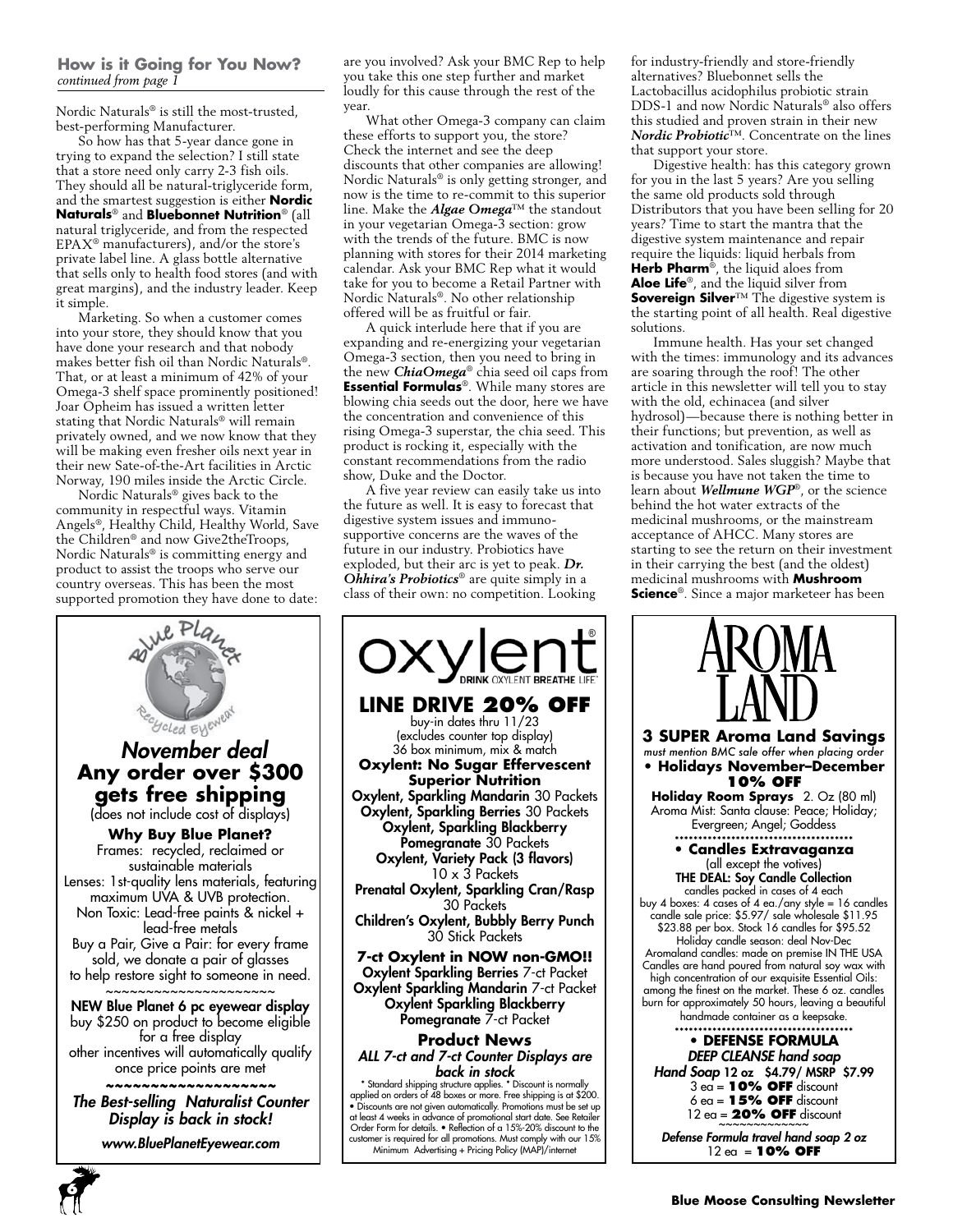### How is it Going for You Now?
*continued from page 1*

Nordic Naturals® is still the most-trusted, best-performing Manufacturer.

So how has that 5-year dance gone in trying to expand the selection? I still state that a store need only carry 2-3 fish oils. They should all be natural-triglyceride form, and the smartest suggestion is either **Nordic Naturals**® and **Bluebonnet Nutrition**® (all natural triglyceride, and from the respected EPAX® manufacturers), and/or the store's private label line. A glass bottle alternative that sells only to health food stores (and with great margins), and the industry leader. Keep it simple.

Marketing. So when a customer comes into your store, they should know that you have done your research and that nobody makes better fish oil than Nordic Naturals®. That, or at least a minimum of 42% of your Omega-3 shelf space prominently positioned! Joar Opheim has issued a written letter stating that Nordic Naturals® will remain privately owned, and we now know that they will be making even fresher oils next year in their new Sate-of-the-Art facilities in Arctic Norway, 190 miles inside the Arctic Circle.

Nordic Naturals® gives back to the community in respectful ways. Vitamin Angels®, Healthy Child, Healthy World, Save the Children® and now Give2theTroops, Nordic Naturals® is committing energy and product to assist the troops who serve our country overseas. This has been the most supported promotion they have done to date: are you involved? Ask your BMC Rep to help you take this one step further and market loudly for this cause through the rest of the year.

What other Omega-3 company can claim these efforts to support you, the store? Check the internet and see the deep discounts that other companies are allowing! Nordic Naturals® is only getting stronger, and now is the time to re-commit to this superior line. Make the ***Algae Omega***™ the standout in your vegetarian Omega-3 section: grow with the trends of the future. BMC is now planning with stores for their 2014 marketing calendar. Ask your BMC Rep what it would take for you to become a Retail Partner with Nordic Naturals®. No other relationship offered will be as fruitful or fair.

A quick interlude here that if you are expanding and re-energizing your vegetarian Omega-3 section, then you need to bring in the new ***ChiaOmega***® chia seed oil caps from **Essential Formulas**®. While many stores are blowing chia seeds out the door, here we have the concentration and convenience of this rising Omega-3 superstar, the chia seed. This product is rocking it, especially with the constant recommendations from the radio show, Duke and the Doctor.

A five year review can easily take us into the future as well. It is easy to forecast that digestive system issues and immuno-supportive concerns are the waves of the future in our industry. Probiotics have exploded, but their arc is yet to peak. ***Dr. Ohhira's Probiotics***® are quite simply in a class of their own: no competition. Looking for industry-friendly and store-friendly alternatives? Bluebonnet sells the Lactobacillus acidophilus probiotic strain DDS-1 and now Nordic Naturals® also offers this studied and proven strain in their new ***Nordic Probiotic***™. Concentrate on the lines that support your store.

Digestive health: has this category grown for you in the last 5 years? Are you selling the same old products sold through Distributors that you have been selling for 20 years? Time to start the mantra that the digestive system maintenance and repair require the liquids: liquid herbals from **Herb Pharm**®, the liquid aloes from **Aloe Life**®, and the liquid silver from **Sovereign Silver**™ The digestive system is the starting point of all health. Real digestive solutions.

Immune health. Has your set changed with the times: immunology and its advances are soaring through the roof! The other article in this newsletter will tell you to stay with the old, echinacea (and silver hydrosol)—because there is nothing better in their functions; but prevention, as well as activation and tonification, are now much more understood. Sales sluggish? Maybe that is because you have not taken the time to learn about ***Wellmune WGP***®, or the science behind the hot water extracts of the medicinal mushrooms, or the mainstream acceptance of AHCC. Many stores are starting to see the return on their investment in their carrying the best (and the oldest) medicinal mushrooms with **Mushroom Science**®. Since a major marketeer has been

---

Blue Planet Recycled Eyewear

## *November deal*
## Any order over $300 gets free shipping
(does not include cost of displays)

**Why Buy Blue Planet?**

Frames: recycled, reclaimed or sustainable materials

Lenses: 1st-quality lens materials, featuring maximum UVA & UVB protection.

Non Toxic: Lead-free paints & nickel + lead-free metals

Buy a Pair, Give a Pair: for every frame sold, we donate a pair of glasses to help restore sight to someone in need.

~~~~~~~~~~~~~~~~~~~~~~

**NEW Blue Planet 6 pc eyewear display**
buy $250 on product to become eligible for a free display
other incentives will automatically qualify once price points are met

~~~~~~~~~~~~~~~~~~

***The Best-selling Naturalist Counter Display is back in stock!***

***www.BluePlanetEyewear.com***

---

oxylent® DRINK OXYLENT BREATHE LIFE™

## LINE DRIVE 20% OFF
buy-in dates thru 11/23
(excludes counter top display)
36 box minimum, mix & match

**Oxylent: No Sugar Effervescent Superior Nutrition**

Oxylent, Sparkling Mandarin 30 Packets
Oxylent, Sparkling Berries 30 Packets
Oxylent, Sparkling Blackberry Pomegranate 30 Packets
Oxylent, Variety Pack (3 flavors) 10 x 3 Packets
Prenatal Oxylent, Sparkling Cran/Rasp 30 Packets
Children's Oxylent, Bubbly Berry Punch 30 Stick Packets

**7-ct Oxylent in NOW non-GMO!!**
**Oxylent Sparkling Berries** 7-ct Packet
**Oxylent Sparkling Mandarin** 7-ct Packet
**Oxylent Sparkling Blackberry Pomegranate** 7-ct Packet

**Product News**
***ALL 7-ct and 7-ct Counter Displays are back in stock***

\* Standard shipping structure applies. \* Discount is normally applied on orders of 48 boxes or more. Free shipping is at $200. • Discounts are not given automatically. Promotions must be set up at least 4 weeks in advance of promotional start date. See Retailer Order Form for details. • Reflection of a 15%-20% discount to the customer is required for all promotions. Must comply with our 15% Minimum Advertising + Pricing Policy (MAP)/internet

---

AROMA LAND

## 3 SUPER Aroma Land Savings
*must mention BMC sale offer when placing order*

**• Holidays November–December 10% OFF**

**Holiday Room Sprays** 2. Oz (80 ml)
Aroma Mist: Santa clause: Peace; Holiday; Evergreen; Angel; Goddess

\*\*\*\*\*\*\*\*\*\*\*\*\*\*\*\*\*\*\*\*\*\*\*\*\*\*\*\*\*\*\*\*\*\*\*\*\*\*

**• Candles Extravaganza**
(all except the votives)
**THE DEAL: Soy Candle Collection**
candles packed in cases of 4 each
buy 4 boxes: 4 cases of 4 ea./any style = 16 candles
candle sale price: $5.97/ sale wholesale $11.95
$23.88 per box. Stock 16 candles for $95.52
Holiday candle season: deal Nov-Dec
Aromaland candles: made on premise IN THE USA
Candles are hand poured from natural soy wax with high concentration of our exquisite Essential Oils: among the finest on the market. These 6 oz. candles burn for approximately 50 hours, leaving a beautiful handmade container as a keepsake.

\*\*\*\*\*\*\*\*\*\*\*\*\*\*\*\*\*\*\*\*\*\*\*\*\*\*\*\*\*\*\*\*\*\*\*\*\*\*

**• DEFENSE FORMULA**
***DEEP CLEANSE hand soap***
***Hand Soap*** 12 oz $4.79/ MSRP $7.99
3 ea = **10% OFF** discount
6 ea = **15% OFF** discount
12 ea = **20% OFF** discount
~~~~~~~~~~~~~
***Defense Formula travel hand soap 2 oz***
12 ea = **10% OFF**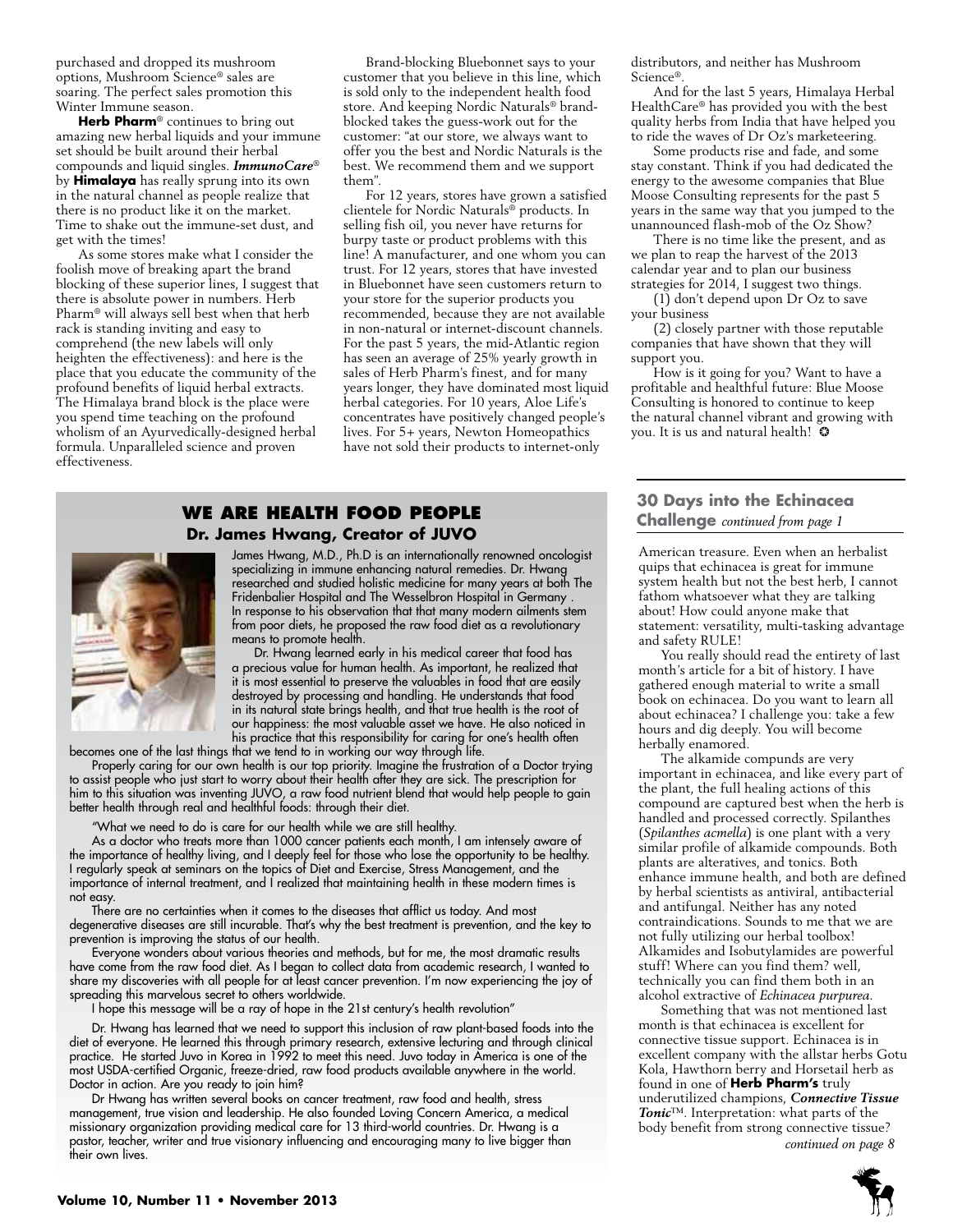purchased and dropped its mushroom options, Mushroom Science® sales are soaring. The perfect sales promotion this Winter Immune season.

**Herb Pharm**® continues to bring out amazing new herbal liquids and your immune set should be built around their herbal compounds and liquid singles. ***ImmunoCare***® by **Himalaya** has really sprung into its own in the natural channel as people realize that there is no product like it on the market. Time to shake out the immune-set dust, and get with the times!

As some stores make what I consider the foolish move of breaking apart the brand blocking of these superior lines, I suggest that there is absolute power in numbers. Herb Pharm® will always sell best when that herb rack is standing inviting and easy to comprehend (the new labels will only heighten the effectiveness): and here is the place that you educate the community of the profound benefits of liquid herbal extracts. The Himalaya brand block is the place were you spend time teaching on the profound wholism of an Ayurvedically-designed herbal formula. Unparalleled science and proven effectiveness.

Brand-blocking Bluebonnet says to your customer that you believe in this line, which is sold only to the independent health food store. And keeping Nordic Naturals® brand-blocked takes the guess-work out for the customer: "at our store, we always want to offer you the best and Nordic Naturals is the best. We recommend them and we support them".

For 12 years, stores have grown a satisfied clientele for Nordic Naturals® products. In selling fish oil, you never have returns for burpy taste or product problems with this line! A manufacturer, and one whom you can trust. For 12 years, stores that have invested in Bluebonnet have seen customers return to your store for the superior products you recommended, because they are not available in non-natural or internet-discount channels. For the past 5 years, the mid-Atlantic region has seen an average of 25% yearly growth in sales of Herb Pharm's finest, and for many years longer, they have dominated most liquid herbal categories. For 10 years, Aloe Life's concentrates have positively changed people's lives. For 5+ years, Newton Homeopathics have not sold their products to internet-only distributors, and neither has Mushroom Science®.

And for the last 5 years, Himalaya Herbal HealthCare® has provided you with the best quality herbs from India that have helped you to ride the waves of Dr Oz's marketeering.

Some products rise and fade, and some stay constant. Think if you had dedicated the energy to the awesome companies that Blue Moose Consulting represents for the past 5 years in the same way that you jumped to the unannounced flash-mob of the Oz Show?

There is no time like the present, and as we plan to reap the harvest of the 2013 calendar year and to plan our business strategies for 2014, I suggest two things.

(1) don't depend upon Dr Oz to save your business

(2) closely partner with those reputable companies that have shown that they will support you.

How is it going for you? Want to have a profitable and healthful future: Blue Moose Consulting is honored to continue to keep the natural channel vibrant and growing with you. It is us and natural health! ❂

## WE ARE HEALTH FOOD PEOPLE

### Dr. James Hwang, Creator of JUVO

James Hwang, M.D., Ph.D is an internationally renowned oncologist specializing in immune enhancing natural remedies. Dr. Hwang researched and studied holistic medicine for many years at both The Fridenbalier Hospital and The Wesselbron Hospital in Germany . In response to his observation that that many modern ailments stem from poor diets, he proposed the raw food diet as a revolutionary means to promote health.

Dr. Hwang learned early in his medical career that food has a precious value for human health. As important, he realized that it is most essential to preserve the valuables in food that are easily destroyed by processing and handling. He understands that food in its natural state brings health, and that true health is the root of our happiness: the most valuable asset we have. He also noticed in his practice that this responsibility for caring for one's health often becomes one of the last things that we tend to in working our way through life.

Properly caring for our own health is our top priority. Imagine the frustration of a Doctor trying to assist people who just start to worry about their health after they are sick. The prescription for him to this situation was inventing JUVO, a raw food nutrient blend that would help people to gain better health through real and healthful foods: through their diet.

"What we need to do is care for our health while we are still healthy.

As a doctor who treats more than 1000 cancer patients each month, I am intensely aware of the importance of healthy living, and I deeply feel for those who lose the opportunity to be healthy. I regularly speak at seminars on the topics of Diet and Exercise, Stress Management, and the importance of internal treatment, and I realized that maintaining health in these modern times is not easy.

There are no certainties when it comes to the diseases that afflict us today. And most degenerative diseases are still incurable. That's why the best treatment is prevention, and the key to prevention is improving the status of our health.

Everyone wonders about various theories and methods, but for me, the most dramatic results have come from the raw food diet. As I began to collect data from academic research, I wanted to share my discoveries with all people for at least cancer prevention. I'm now experiencing the joy of spreading this marvelous secret to others worldwide.

I hope this message will be a ray of hope in the 21st century's health revolution"

Dr. Hwang has learned that we need to support this inclusion of raw plant-based foods into the diet of everyone. He learned this through primary research, extensive lecturing and through clinical practice. He started Juvo in Korea in 1992 to meet this need. Juvo today in America is one of the most USDA-certified Organic, freeze-dried, raw food products available anywhere in the world. Doctor in action. Are you ready to join him?

Dr Hwang has written several books on cancer treatment, raw food and health, stress management, true vision and leadership. He also founded Loving Concern America, a medical missionary organization providing medical care for 13 third-world countries. Dr. Hwang is a pastor, teacher, writer and true visionary influencing and encouraging many to live bigger than their own lives.

## 30 Days into the Echinacea Challenge *continued from page 1*

American treasure. Even when an herbalist quips that echinacea is great for immune system health but not the best herb, I cannot fathom whatsoever what they are talking about! How could anyone make that statement: versatility, multi-tasking advantage and safety RULE!

You really should read the entirety of last month's article for a bit of history. I have gathered enough material to write a small book on echinacea. Do you want to learn all about echinacea? I challenge you: take a few hours and dig deeply. You will become herbally enamored.

The alkamide compunds are very important in echinacea, and like every part of the plant, the full healing actions of this compound are captured best when the herb is handled and processed correctly. Spilanthes (*Spilanthes acmella*) is one plant with a very similar profile of alkamide compounds. Both plants are alteratives, and tonics. Both enhance immune health, and both are defined by herbal scientists as antiviral, antibacterial and antifungal. Neither has any noted contraindications. Sounds to me that we are not fully utilizing our herbal toolbox! Alkamides and Isobutylamides are powerful stuff! Where can you find them? well, technically you can find them both in an alcohol extractive of *Echinacea purpurea*.

Something that was not mentioned last month is that echinacea is excellent for connective tissue support. Echinacea is in excellent company with the allstar herbs Gotu Kola, Hawthorn berry and Horsetail herb as found in one of **Herb Pharm's** truly underutilized champions, ***Connective Tissue Tonic***™. Interpretation: what parts of the body benefit from strong connective tissue?

*continued on page 8*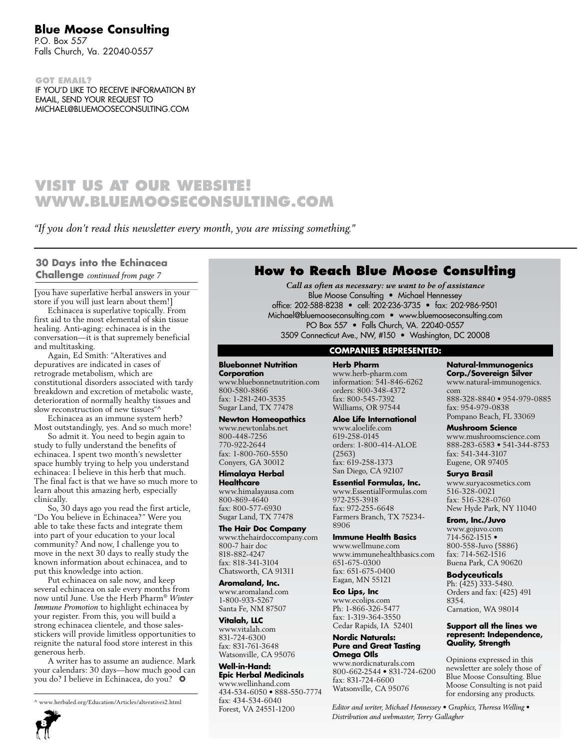**Blue Moose Consulting**
P.O. Box 557
Falls Church, Va. 22040-0557

**GOT EMAIL?**
IF YOU'D LIKE TO RECEIVE INFORMATION BY EMAIL, SEND YOUR REQUEST TO MICHAEL@BLUEMOOSECONSULTING.COM

## VISIT US AT OUR WEBSITE! WWW.BLUEMOOSECONSULTING.COM

*"If you don't read this newsletter every month, you are missing something."*

### 30 Days into the Echinacea Challenge *continued from page 7*

[you have superlative herbal answers in your store if you will just learn about them!]

Echinacea is superlative topically. From first aid to the most elemental of skin tissue healing. Anti-aging: echinacea is in the conversation—it is that supremely beneficial and multitasking.

Again, Ed Smith: "Alteratives and depuratives are indicated in cases of retrograde metabolism, which are constitutional disorders associated with tardy breakdown and excretion of metabolic waste, deterioration of normally healthy tissues and slow reconstruction of new tissues"^

Echinacea as an immune system herb? Most outstandingly, yes. And so much more!

So admit it. You need to begin again to study to fully understand the benefits of echinacea. I spent two month's newsletter space humbly trying to help you understand echinacea: I believe in this herb that much. The final fact is that we have so much more to learn about this amazing herb, especially clinically.

So, 30 days ago you read the first article, "Do You believe in Echinacea?" Were you able to take these facts and integrate them into part of your education to your local community? And now, I challenge you to move in the next 30 days to really study the known information about echinacea, and to put this knowledge into action.

Put echinacea on sale now, and keep several echinacea on sale every months from now until June. Use the Herb Pharm® *Winter Immune Promotion* to highlight echinacea by your register. From this, you will build a strong echinacea clientele, and those sales-stickers will provide limitless opportunities to reignite the natural food store interest in this generous herb.

A writer has to assume an audience. Mark your calendars: 30 days—how much good can you do? I believe in Echinacea, do you? ✪

^ www.herbaled.org/Education/Articles/alteratives2.html

## How to Reach Blue Moose Consulting

***Call as often as necessary: we want to be of assistance***
Blue Moose Consulting • Michael Hennessey
office: 202-588-8238 • cell: 202-236-3735 • fax: 202-986-9501
Michael@bluemooseconsulting.com • www.bluemooseconsulting.com
PO Box 557 • Falls Church, VA. 22040-0557
3509 Connecticut Ave., NW, #150 • Washington, DC 20008

### COMPANIES REPRESENTED:

**Bluebonnet Nutrition Corporation**
www.bluebonnetnutrition.com
800-580-8866
fax: 1-281-240-3535
Sugar Land, TX 77478

**Newton Homeopathics**
www.newtonlabs.net
800-448-7256
770-922-2644
fax: 1-800-760-5550
Conyers, GA 30012

**Himalaya Herbal Healthcare**
www.himalayausa.com
800-869-4640
fax: 800-577-6930
Sugar Land, TX 77478

**The Hair Doc Company**
www.thehairdoccompany.com
800-7 hair doc
818-882-4247
fax: 818-341-3104
Chatsworth, CA 91311

**Aromaland, Inc.**
www.aromaland.com
1-800-933-5267
Santa Fe, NM 87507

**Vitalah, LLC**
www.vitalah.com
831-724-6300
fax: 831-761-3648
Watsonville, CA 95076

**Well-in-Hand: Epic Herbal Medicinals**
www.wellinhand.com
434-534-6050 • 888-550-7774
fax: 434-534-6040
Forest, VA 24551-1200

**Herb Pharm**
www.herb-pharm.com
information: 541-846-6262
orders: 800-348-4372
fax: 800-545-7392
Williams, OR 97544

**Aloe Life International**
www.aloelife.com
619-258-0145
orders: 1-800-414-ALOE (2563)
fax: 619-258-1373
San Diego, CA 92107

**Essential Formulas, Inc.**
www.EssentialFormulas.com
972-255-3918
fax: 972-255-6648
Farmers Branch, TX 75234-8906

**Immune Health Basics**
www.wellmune.com
www.immunehealthbasics.com
651-675-0300
fax: 651-675-0400
Eagan, MN 55121

**Eco Lips, Inc**
www.ecolips.com
Ph: 1-866-326-5477
fax: 1-319-364-3550
Cedar Rapids, IA 52401

**Nordic Naturals: Pure and Great Tasting Omega OIls**
www.nordicnaturals.com
800-662-2544 • 831-724-6200
fax: 831-724-6600
Watsonville, CA 95076

**Natural-Immunogenics Corp./Sovereign Silver**
www.natural-immunogenics.com
888-328-8840 • 954-979-0885
fax: 954-979-0838
Pompano Beach, FL 33069

**Mushroom Science**
www.mushroomscience.com
888-283-6583 • 541-344-8753
fax: 541-344-3107
Eugene, OR 97405

**Surya Brasil**
www.suryacosmetics.com
516-328-0021
fax: 516-328-0760
New Hyde Park, NY 11040

**Erom, Inc./Juvo**
www.gojuvo.com
714-562-1515 •
800-558-Juvo (5886)
fax: 714-562-1516
Buena Park, CA 90620

**Bodyceuticals**
Ph: (425) 333-5480.
Orders and fax: (425) 491 8354.
Carnation, WA 98014

**Support all the lines we represent: Independence, Quality, Strength**

Opinions expressed in this newsletter are solely those of Blue Moose Consulting. Blue Moose Consulting is not paid for endorsing any products.

*Editor and writer, Michael Hennessey • Graphics, Theresa Welling • Distribution and webmaster, Terry Gallagher*